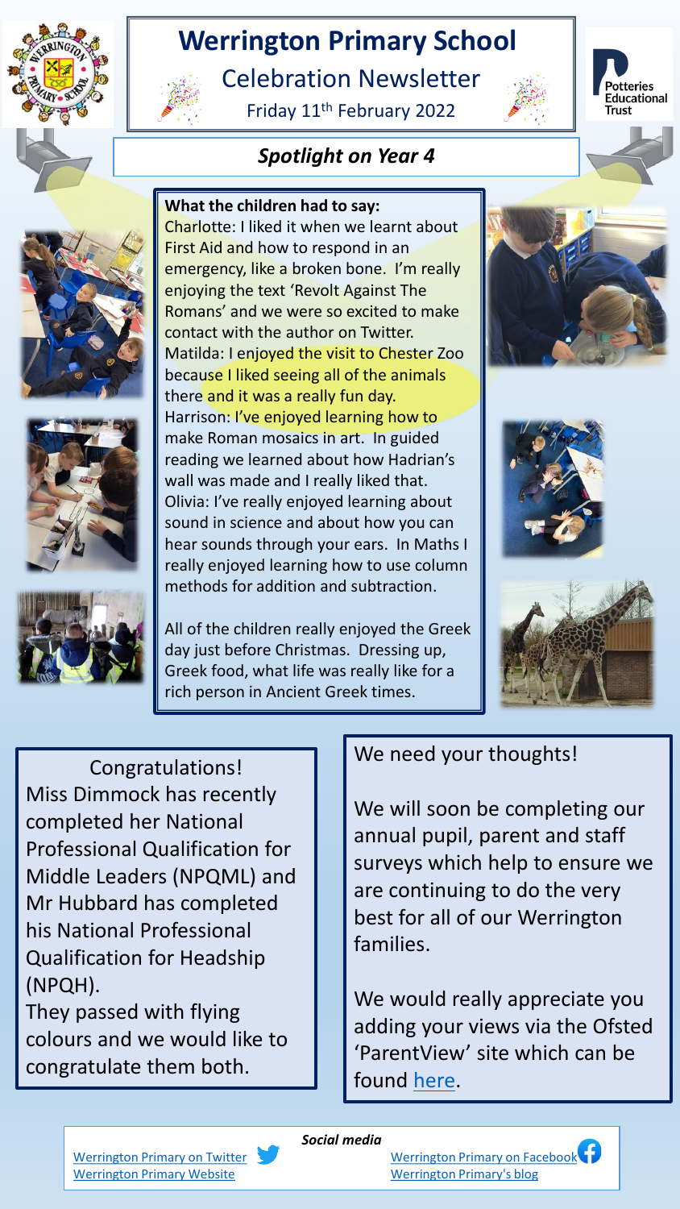# Werrington Primary School

## Celebration Newsletter

Friday 11th February 2022

### *Spotlight on Year 4*

**What the children had to say:**

Charlotte: I liked it when we learnt about First Aid and how to respond in an emergency, like a broken bone. I'm really enjoying the text 'Revolt Against The Romans' and we were so excited to make contact with the author on Twitter.

Matilda: I enjoyed the visit to Chester Zoo because I liked seeing all of the animals there and it was a really fun day.

Harrison: I've enjoyed learning how to make Roman mosaics in art. In guided reading we learned about how Hadrian's wall was made and I really liked that.

Olivia: I've really enjoyed learning about sound in science and about how you can hear sounds through your ears. In Maths I really enjoyed learning how to use column methods for addition and subtraction.

All of the children really enjoyed the Greek day just before Christmas. Dressing up, Greek food, what life was really like for a rich person in Ancient Greek times.

Congratulations!

Miss Dimmock has recently completed her National Professional Qualification for Middle Leaders (NPQML) and Mr Hubbard has completed his National Professional Qualification for Headship (NPQH).

They passed with flying colours and we would like to congratulate them both.

We need your thoughts!

We will soon be completing our annual pupil, parent and staff surveys which help to ensure we are continuing to do the very best for all of our Werrington families.

We would really appreciate you adding your views via the Ofsted 'ParentView' site which can be found here.

*Social media*

Werrington Primary on Twitter
Werrington Primary Website
Werrington Primary on Facebook
Werrington Primary's blog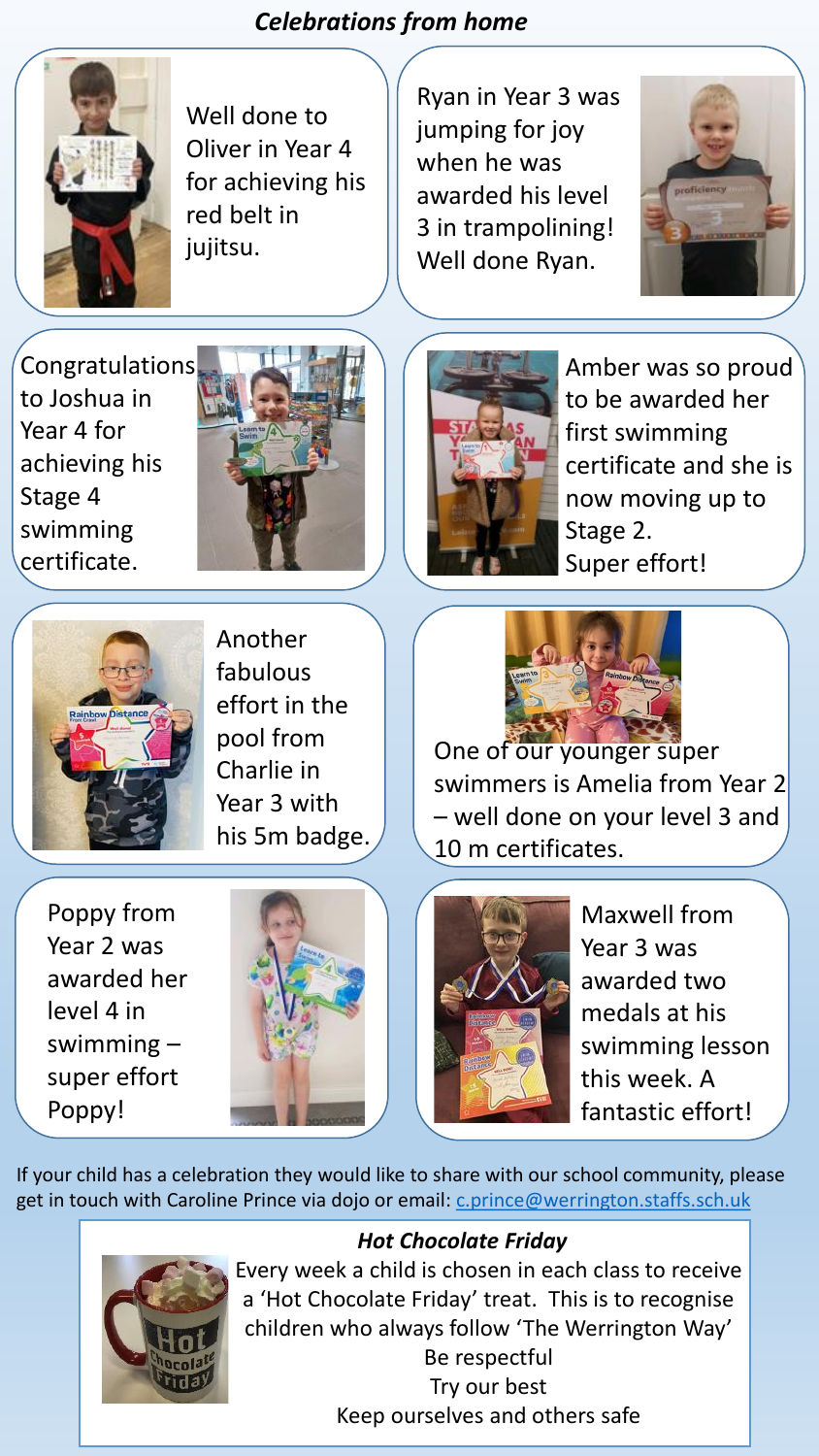## *Celebrations from home*

Well done to Oliver in Year 4 for achieving his red belt in jujitsu.

Ryan in Year 3 was jumping for joy when he was awarded his level 3 in trampolining! Well done Ryan.

Congratulations to Joshua in Year 4 for achieving his Stage 4 swimming certificate.

Amber was so proud to be awarded her first swimming certificate and she is now moving up to Stage 2. Super effort!

Another fabulous effort in the pool from Charlie in Year 3 with his 5m badge.

One of our younger super swimmers is Amelia from Year 2 – well done on your level 3 and 10 m certificates.

Poppy from Year 2 was awarded her level 4 in swimming – super effort Poppy!

Maxwell from Year 3 was awarded two medals at his swimming lesson this week. A fantastic effort!

If your child has a celebration they would like to share with our school community, please get in touch with Caroline Prince via dojo or email: c.prince@werrington.staffs.sch.uk

### *Hot Chocolate Friday*

Every week a child is chosen in each class to receive a 'Hot Chocolate Friday' treat. This is to recognise children who always follow 'The Werrington Way'

Be respectful

Try our best

Keep ourselves and others safe